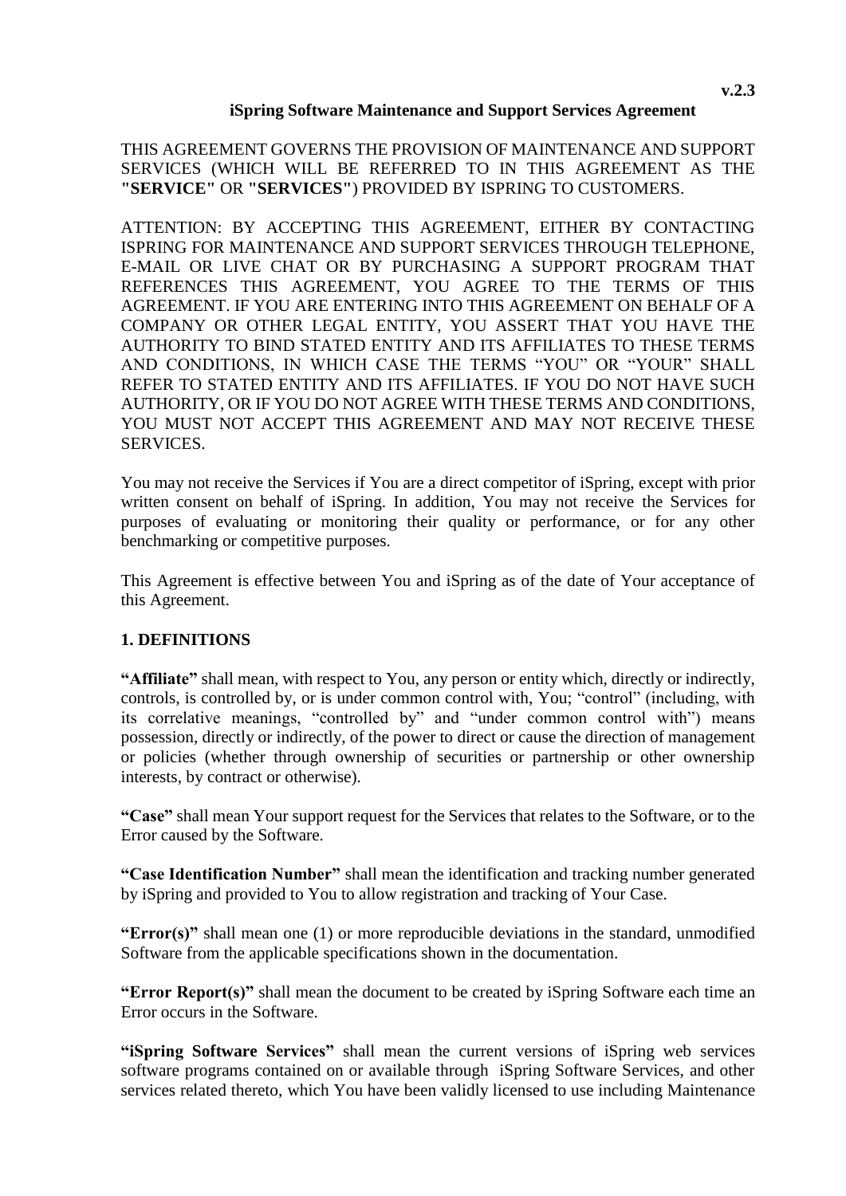**v.2.3**

# iSpring Software Maintenance and Support Services Agreement

THIS AGREEMENT GOVERNS THE PROVISION OF MAINTENANCE AND SUPPORT SERVICES (WHICH WILL BE REFERRED TO IN THIS AGREEMENT AS THE **"SERVICE"** OR **"SERVICES"**) PROVIDED BY ISPRING TO CUSTOMERS.

ATTENTION: BY ACCEPTING THIS AGREEMENT, EITHER BY CONTACTING ISPRING FOR MAINTENANCE AND SUPPORT SERVICES THROUGH TELEPHONE, E-MAIL OR LIVE CHAT OR BY PURCHASING A SUPPORT PROGRAM THAT REFERENCES THIS AGREEMENT, YOU AGREE TO THE TERMS OF THIS AGREEMENT. IF YOU ARE ENTERING INTO THIS AGREEMENT ON BEHALF OF A COMPANY OR OTHER LEGAL ENTITY, YOU ASSERT THAT YOU HAVE THE AUTHORITY TO BIND STATED ENTITY AND ITS AFFILIATES TO THESE TERMS AND CONDITIONS, IN WHICH CASE THE TERMS "YOU" OR "YOUR" SHALL REFER TO STATED ENTITY AND ITS AFFILIATES. IF YOU DO NOT HAVE SUCH AUTHORITY, OR IF YOU DO NOT AGREE WITH THESE TERMS AND CONDITIONS, YOU MUST NOT ACCEPT THIS AGREEMENT AND MAY NOT RECEIVE THESE SERVICES.

You may not receive the Services if You are a direct competitor of iSpring, except with prior written consent on behalf of iSpring. In addition, You may not receive the Services for purposes of evaluating or monitoring their quality or performance, or for any other benchmarking or competitive purposes.

This Agreement is effective between You and iSpring as of the date of Your acceptance of this Agreement.

## 1. DEFINITIONS

**"Affiliate"** shall mean, with respect to You, any person or entity which, directly or indirectly, controls, is controlled by, or is under common control with, You; "control" (including, with its correlative meanings, "controlled by" and "under common control with") means possession, directly or indirectly, of the power to direct or cause the direction of management or policies (whether through ownership of securities or partnership or other ownership interests, by contract or otherwise).

**"Case"** shall mean Your support request for the Services that relates to the Software, or to the Error caused by the Software.

**"Case Identification Number"** shall mean the identification and tracking number generated by iSpring and provided to You to allow registration and tracking of Your Case.

**"Error(s)"** shall mean one (1) or more reproducible deviations in the standard, unmodified Software from the applicable specifications shown in the documentation.

**"Error Report(s)"** shall mean the document to be created by iSpring Software each time an Error occurs in the Software.

**"iSpring Software Services"** shall mean the current versions of iSpring web services software programs contained on or available through iSpring Software Services, and other services related thereto, which You have been validly licensed to use including Maintenance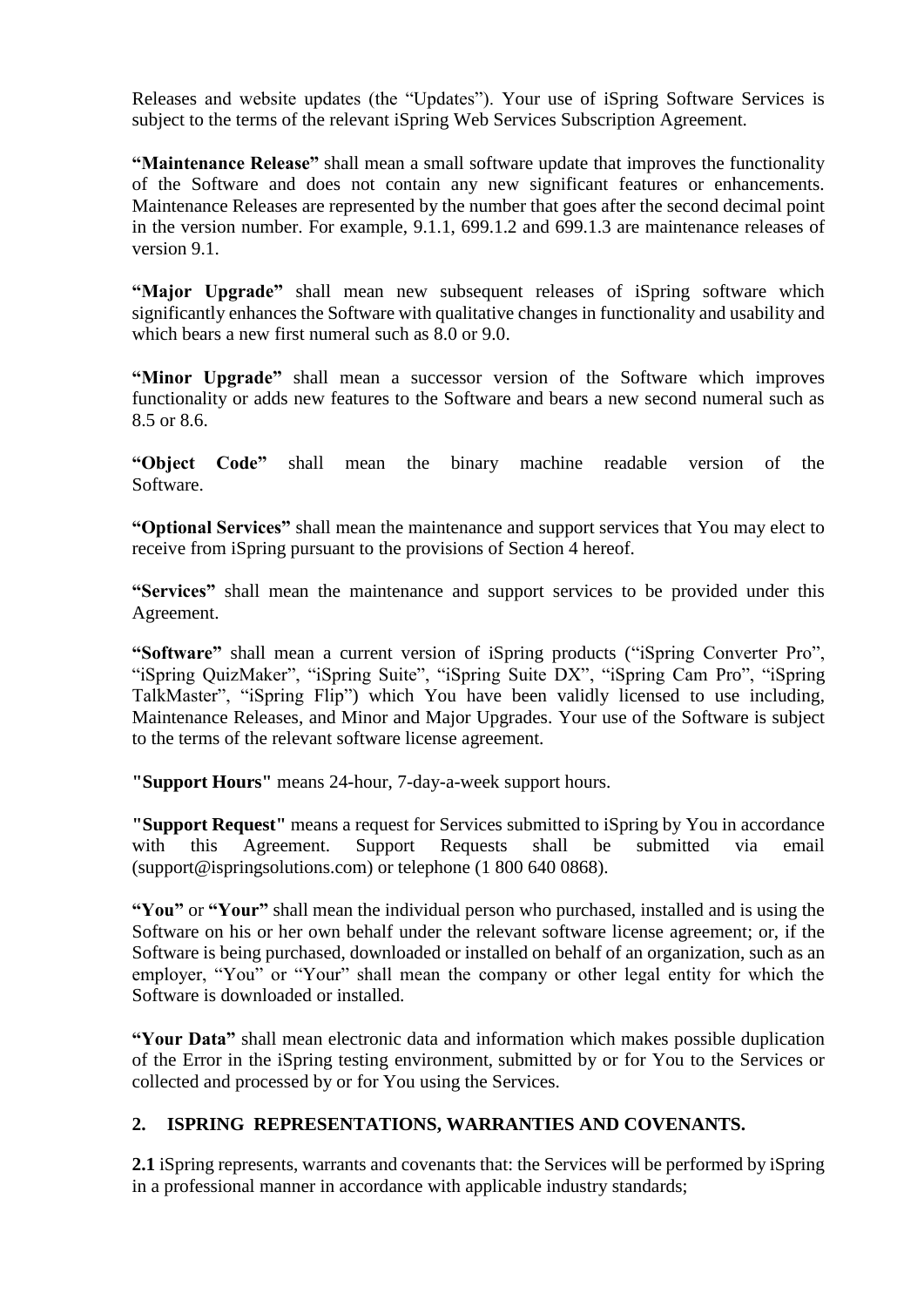Releases and website updates (the "Updates"). Your use of iSpring Software Services is subject to the terms of the relevant iSpring Web Services Subscription Agreement.

**"Maintenance Release"** shall mean a small software update that improves the functionality of the Software and does not contain any new significant features or enhancements. Maintenance Releases are represented by the number that goes after the second decimal point in the version number. For example, 9.1.1, 699.1.2 and 699.1.3 are maintenance releases of version 9.1.

**"Major Upgrade"** shall mean new subsequent releases of iSpring software which significantly enhances the Software with qualitative changes in functionality and usability and which bears a new first numeral such as 8.0 or 9.0.

**"Minor Upgrade"** shall mean a successor version of the Software which improves functionality or adds new features to the Software and bears a new second numeral such as 8.5 or 8.6.

**"Object Code"** shall mean the binary machine readable version of the Software.

**"Optional Services"** shall mean the maintenance and support services that You may elect to receive from iSpring pursuant to the provisions of Section 4 hereof.

**"Services"** shall mean the maintenance and support services to be provided under this Agreement.

**"Software"** shall mean a current version of iSpring products ("iSpring Converter Pro", "iSpring QuizMaker", "iSpring Suite", "iSpring Suite DX", "iSpring Cam Pro", "iSpring TalkMaster", "iSpring Flip") which You have been validly licensed to use including, Maintenance Releases, and Minor and Major Upgrades. Your use of the Software is subject to the terms of the relevant software license agreement.

**"Support Hours"** means 24-hour, 7-day-a-week support hours.

**"Support Request"** means a request for Services submitted to iSpring by You in accordance with this Agreement. Support Requests shall be submitted via email (support@ispringsolutions.com) or telephone (1 800 640 0868).

**"You"** or **"Your"** shall mean the individual person who purchased, installed and is using the Software on his or her own behalf under the relevant software license agreement; or, if the Software is being purchased, downloaded or installed on behalf of an organization, such as an employer, "You" or "Your" shall mean the company or other legal entity for which the Software is downloaded or installed.

**"Your Data"** shall mean electronic data and information which makes possible duplication of the Error in the iSpring testing environment, submitted by or for You to the Services or collected and processed by or for You using the Services.

## 2. ISPRING REPRESENTATIONS, WARRANTIES AND COVENANTS.

**2.1** iSpring represents, warrants and covenants that: the Services will be performed by iSpring in a professional manner in accordance with applicable industry standards;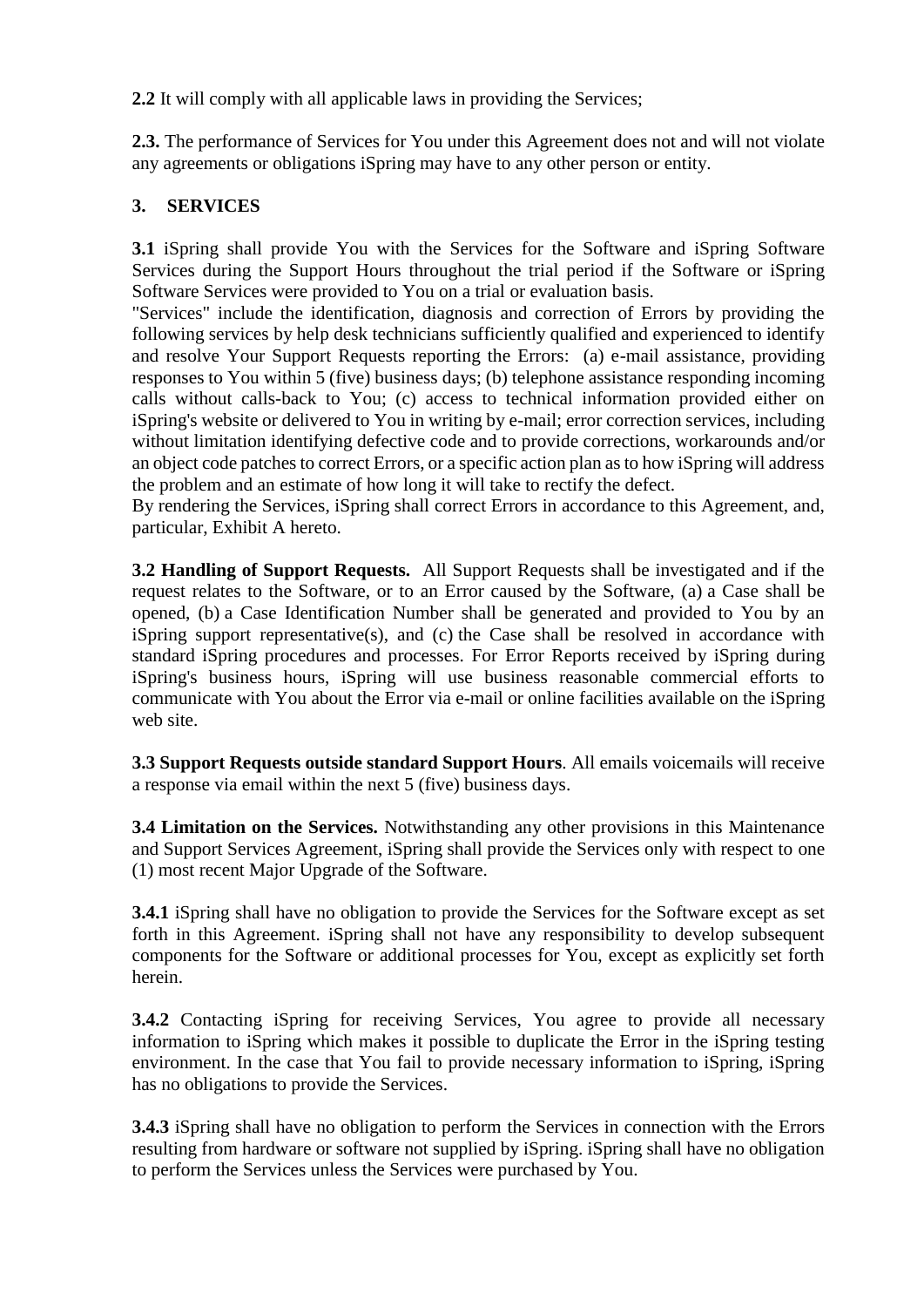**2.2** It will comply with all applicable laws in providing the Services;

**2.3.** The performance of Services for You under this Agreement does not and will not violate any agreements or obligations iSpring may have to any other person or entity.

## 3. SERVICES

**3.1** iSpring shall provide You with the Services for the Software and iSpring Software Services during the Support Hours throughout the trial period if the Software or iSpring Software Services were provided to You on a trial or evaluation basis.
"Services" include the identification, diagnosis and correction of Errors by providing the following services by help desk technicians sufficiently qualified and experienced to identify and resolve Your Support Requests reporting the Errors: (a) e-mail assistance, providing responses to You within 5 (five) business days; (b) telephone assistance responding incoming calls without calls-back to You; (c) access to technical information provided either on iSpring's website or delivered to You in writing by e-mail; error correction services, including without limitation identifying defective code and to provide corrections, workarounds and/or an object code patches to correct Errors, or a specific action plan as to how iSpring will address the problem and an estimate of how long it will take to rectify the defect.
By rendering the Services, iSpring shall correct Errors in accordance to this Agreement, and, particular, Exhibit A hereto.

**3.2 Handling of Support Requests.** All Support Requests shall be investigated and if the request relates to the Software, or to an Error caused by the Software, (a) a Case shall be opened, (b) a Case Identification Number shall be generated and provided to You by an iSpring support representative(s), and (c) the Case shall be resolved in accordance with standard iSpring procedures and processes. For Error Reports received by iSpring during iSpring's business hours, iSpring will use business reasonable commercial efforts to communicate with You about the Error via e-mail or online facilities available on the iSpring web site.

**3.3 Support Requests outside standard Support Hours**. All emails voicemails will receive a response via email within the next 5 (five) business days.

**3.4 Limitation on the Services.** Notwithstanding any other provisions in this Maintenance and Support Services Agreement, iSpring shall provide the Services only with respect to one (1) most recent Major Upgrade of the Software.

**3.4.1** iSpring shall have no obligation to provide the Services for the Software except as set forth in this Agreement. iSpring shall not have any responsibility to develop subsequent components for the Software or additional processes for You, except as explicitly set forth herein.

**3.4.2** Contacting iSpring for receiving Services, You agree to provide all necessary information to iSpring which makes it possible to duplicate the Error in the iSpring testing environment. In the case that You fail to provide necessary information to iSpring, iSpring has no obligations to provide the Services.

**3.4.3** iSpring shall have no obligation to perform the Services in connection with the Errors resulting from hardware or software not supplied by iSpring. iSpring shall have no obligation to perform the Services unless the Services were purchased by You.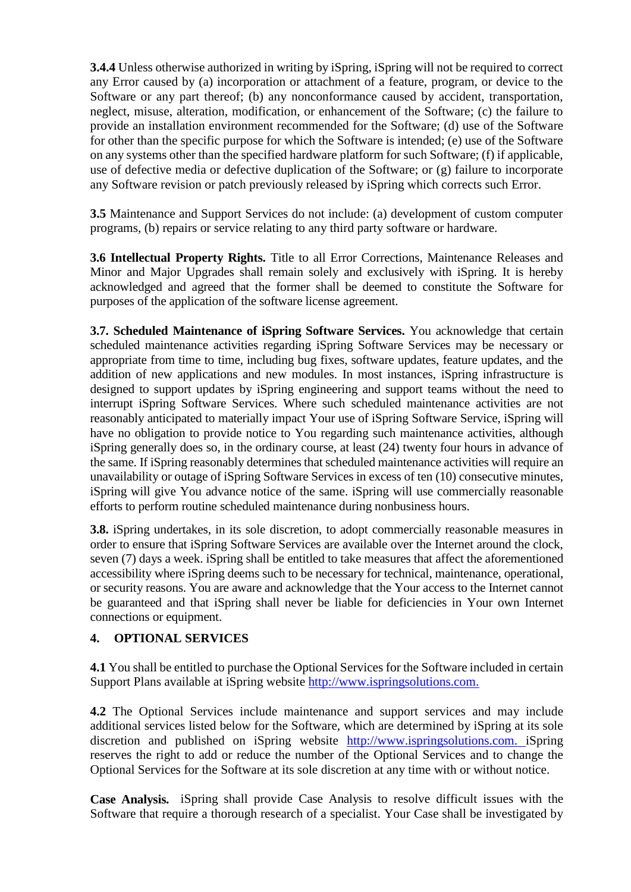**3.4.4** Unless otherwise authorized in writing by iSpring, iSpring will not be required to correct any Error caused by (a) incorporation or attachment of a feature, program, or device to the Software or any part thereof; (b) any nonconformance caused by accident, transportation, neglect, misuse, alteration, modification, or enhancement of the Software; (c) the failure to provide an installation environment recommended for the Software; (d) use of the Software for other than the specific purpose for which the Software is intended; (e) use of the Software on any systems other than the specified hardware platform for such Software; (f) if applicable, use of defective media or defective duplication of the Software; or (g) failure to incorporate any Software revision or patch previously released by iSpring which corrects such Error.

**3.5** Maintenance and Support Services do not include: (a) development of custom computer programs, (b) repairs or service relating to any third party software or hardware.

**3.6 Intellectual Property Rights.** Title to all Error Corrections, Maintenance Releases and Minor and Major Upgrades shall remain solely and exclusively with iSpring. It is hereby acknowledged and agreed that the former shall be deemed to constitute the Software for purposes of the application of the software license agreement.

**3.7. Scheduled Maintenance of iSpring Software Services.** You acknowledge that certain scheduled maintenance activities regarding iSpring Software Services may be necessary or appropriate from time to time, including bug fixes, software updates, feature updates, and the addition of new applications and new modules. In most instances, iSpring infrastructure is designed to support updates by iSpring engineering and support teams without the need to interrupt iSpring Software Services. Where such scheduled maintenance activities are not reasonably anticipated to materially impact Your use of iSpring Software Service, iSpring will have no obligation to provide notice to You regarding such maintenance activities, although iSpring generally does so, in the ordinary course, at least (24) twenty four hours in advance of the same. If iSpring reasonably determines that scheduled maintenance activities will require an unavailability or outage of iSpring Software Services in excess of ten (10) consecutive minutes, iSpring will give You advance notice of the same. iSpring will use commercially reasonable efforts to perform routine scheduled maintenance during nonbusiness hours.

**3.8.** iSpring undertakes, in its sole discretion, to adopt commercially reasonable measures in order to ensure that iSpring Software Services are available over the Internet around the clock, seven (7) days a week. iSpring shall be entitled to take measures that affect the aforementioned accessibility where iSpring deems such to be necessary for technical, maintenance, operational, or security reasons. You are aware and acknowledge that the Your access to the Internet cannot be guaranteed and that iSpring shall never be liable for deficiencies in Your own Internet connections or equipment.

## 4. OPTIONAL SERVICES

**4.1** You shall be entitled to purchase the Optional Services for the Software included in certain Support Plans available at iSpring website http://www.ispringsolutions.com.

**4.2** The Optional Services include maintenance and support services and may include additional services listed below for the Software, which are determined by iSpring at its sole discretion and published on iSpring website http://www.ispringsolutions.com. iSpring reserves the right to add or reduce the number of the Optional Services and to change the Optional Services for the Software at its sole discretion at any time with or without notice.

**Case Analysis.** iSpring shall provide Case Analysis to resolve difficult issues with the Software that require a thorough research of a specialist. Your Case shall be investigated by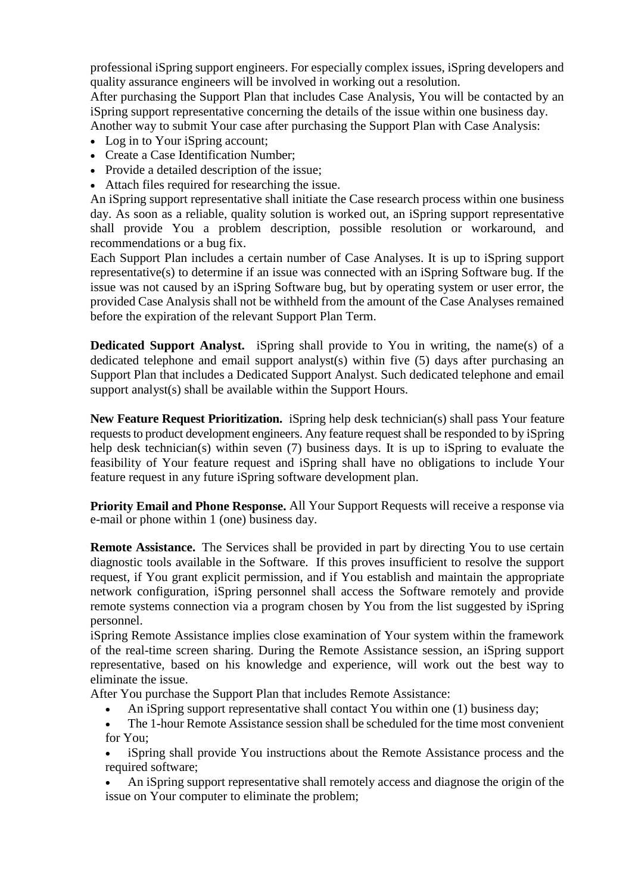professional iSpring support engineers. For especially complex issues, iSpring developers and quality assurance engineers will be involved in working out a resolution.
After purchasing the Support Plan that includes Case Analysis, You will be contacted by an iSpring support representative concerning the details of the issue within one business day.
Another way to submit Your case after purchasing the Support Plan with Case Analysis:

- Log in to Your iSpring account;
- Create a Case Identification Number;
- Provide a detailed description of the issue;
- Attach files required for researching the issue.

An iSpring support representative shall initiate the Case research process within one business day. As soon as a reliable, quality solution is worked out, an iSpring support representative shall provide You a problem description, possible resolution or workaround, and recommendations or a bug fix.
Each Support Plan includes a certain number of Case Analyses. It is up to iSpring support representative(s) to determine if an issue was connected with an iSpring Software bug. If the issue was not caused by an iSpring Software bug, but by operating system or user error, the provided Case Analysis shall not be withheld from the amount of the Case Analyses remained before the expiration of the relevant Support Plan Term.

**Dedicated Support Analyst.** iSpring shall provide to You in writing, the name(s) of a dedicated telephone and email support analyst(s) within five (5) days after purchasing an Support Plan that includes a Dedicated Support Analyst. Such dedicated telephone and email support analyst(s) shall be available within the Support Hours.

**New Feature Request Prioritization.** iSpring help desk technician(s) shall pass Your feature requests to product development engineers. Any feature request shall be responded to by iSpring help desk technician(s) within seven (7) business days. It is up to iSpring to evaluate the feasibility of Your feature request and iSpring shall have no obligations to include Your feature request in any future iSpring software development plan.

**Priority Email and Phone Response.** All Your Support Requests will receive a response via e-mail or phone within 1 (one) business day.

**Remote Assistance.** The Services shall be provided in part by directing You to use certain diagnostic tools available in the Software. If this proves insufficient to resolve the support request, if You grant explicit permission, and if You establish and maintain the appropriate network configuration, iSpring personnel shall access the Software remotely and provide remote systems connection via a program chosen by You from the list suggested by iSpring personnel.
iSpring Remote Assistance implies close examination of Your system within the framework of the real-time screen sharing. During the Remote Assistance session, an iSpring support representative, based on his knowledge and experience, will work out the best way to eliminate the issue.
After You purchase the Support Plan that includes Remote Assistance:

- An iSpring support representative shall contact You within one (1) business day;
- The 1-hour Remote Assistance session shall be scheduled for the time most convenient for You;
- iSpring shall provide You instructions about the Remote Assistance process and the required software;
- An iSpring support representative shall remotely access and diagnose the origin of the issue on Your computer to eliminate the problem;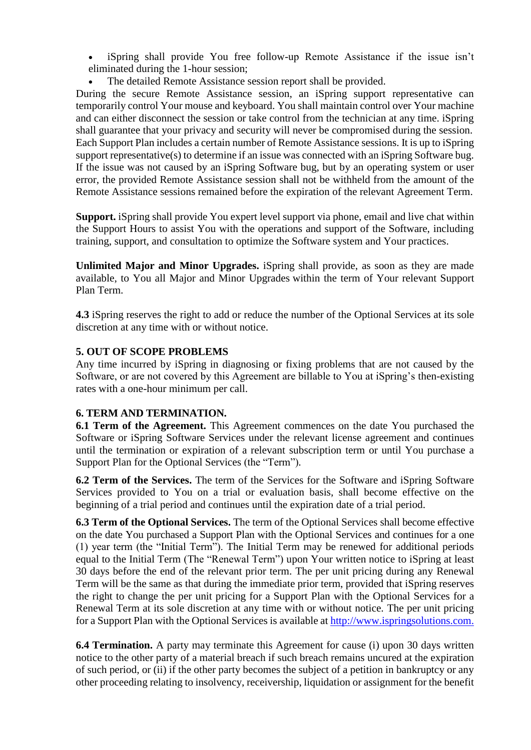- iSpring shall provide You free follow-up Remote Assistance if the issue isn't eliminated during the 1-hour session;
- The detailed Remote Assistance session report shall be provided.

During the secure Remote Assistance session, an iSpring support representative can temporarily control Your mouse and keyboard. You shall maintain control over Your machine and can either disconnect the session or take control from the technician at any time. iSpring shall guarantee that your privacy and security will never be compromised during the session. Each Support Plan includes a certain number of Remote Assistance sessions. It is up to iSpring support representative(s) to determine if an issue was connected with an iSpring Software bug. If the issue was not caused by an iSpring Software bug, but by an operating system or user error, the provided Remote Assistance session shall not be withheld from the amount of the Remote Assistance sessions remained before the expiration of the relevant Agreement Term.

**Support.** iSpring shall provide You expert level support via phone, email and live chat within the Support Hours to assist You with the operations and support of the Software, including training, support, and consultation to optimize the Software system and Your practices.

**Unlimited Major and Minor Upgrades.** iSpring shall provide, as soon as they are made available, to You all Major and Minor Upgrades within the term of Your relevant Support Plan Term.

**4.3** iSpring reserves the right to add or reduce the number of the Optional Services at its sole discretion at any time with or without notice.

**5. OUT OF SCOPE PROBLEMS**

Any time incurred by iSpring in diagnosing or fixing problems that are not caused by the Software, or are not covered by this Agreement are billable to You at iSpring's then-existing rates with a one-hour minimum per call.

**6. TERM AND TERMINATION.**

**6.1 Term of the Agreement.** This Agreement commences on the date You purchased the Software or iSpring Software Services under the relevant license agreement and continues until the termination or expiration of a relevant subscription term or until You purchase a Support Plan for the Optional Services (the "Term").

**6.2 Term of the Services.** The term of the Services for the Software and iSpring Software Services provided to You on a trial or evaluation basis, shall become effective on the beginning of a trial period and continues until the expiration date of a trial period.

**6.3 Term of the Optional Services.** The term of the Optional Services shall become effective on the date You purchased a Support Plan with the Optional Services and continues for a one (1) year term (the "Initial Term"). The Initial Term may be renewed for additional periods equal to the Initial Term (The "Renewal Term") upon Your written notice to iSpring at least 30 days before the end of the relevant prior term. The per unit pricing during any Renewal Term will be the same as that during the immediate prior term, provided that iSpring reserves the right to change the per unit pricing for a Support Plan with the Optional Services for a Renewal Term at its sole discretion at any time with or without notice. The per unit pricing for a Support Plan with the Optional Services is available at [http://www.ispringsolutions.com.](http://www.ispringsolutions.com)

**6.4 Termination.** A party may terminate this Agreement for cause (i) upon 30 days written notice to the other party of a material breach if such breach remains uncured at the expiration of such period, or (ii) if the other party becomes the subject of a petition in bankruptcy or any other proceeding relating to insolvency, receivership, liquidation or assignment for the benefit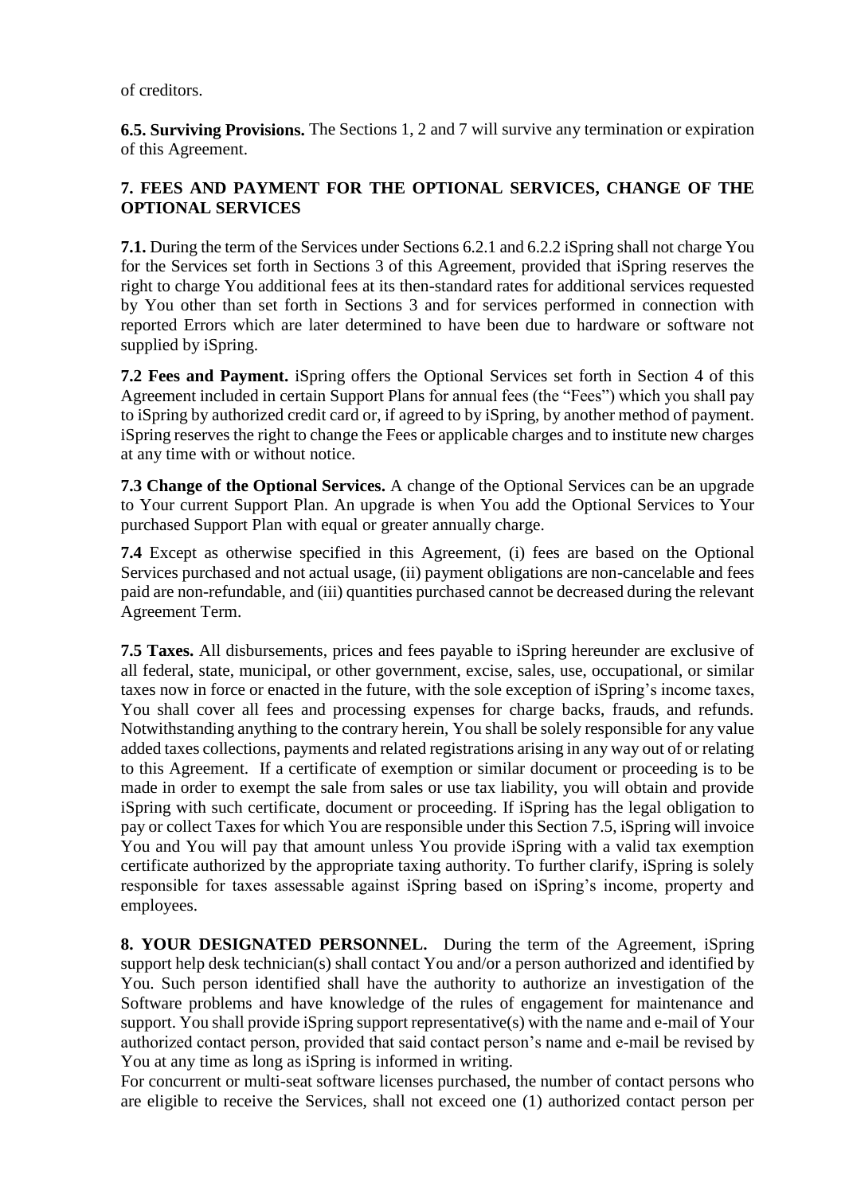of creditors.

**6.5. Surviving Provisions.** The Sections 1, 2 and 7 will survive any termination or expiration of this Agreement.

## 7. FEES AND PAYMENT FOR THE OPTIONAL SERVICES, CHANGE OF THE OPTIONAL SERVICES

**7.1.** During the term of the Services under Sections 6.2.1 and 6.2.2 iSpring shall not charge You for the Services set forth in Sections 3 of this Agreement, provided that iSpring reserves the right to charge You additional fees at its then-standard rates for additional services requested by You other than set forth in Sections 3 and for services performed in connection with reported Errors which are later determined to have been due to hardware or software not supplied by iSpring.

**7.2 Fees and Payment.** iSpring offers the Optional Services set forth in Section 4 of this Agreement included in certain Support Plans for annual fees (the "Fees") which you shall pay to iSpring by authorized credit card or, if agreed to by iSpring, by another method of payment. iSpring reserves the right to change the Fees or applicable charges and to institute new charges at any time with or without notice.

**7.3 Change of the Optional Services.** A change of the Optional Services can be an upgrade to Your current Support Plan. An upgrade is when You add the Optional Services to Your purchased Support Plan with equal or greater annually charge.

**7.4** Except as otherwise specified in this Agreement, (i) fees are based on the Optional Services purchased and not actual usage, (ii) payment obligations are non-cancelable and fees paid are non-refundable, and (iii) quantities purchased cannot be decreased during the relevant Agreement Term.

**7.5 Taxes.** All disbursements, prices and fees payable to iSpring hereunder are exclusive of all federal, state, municipal, or other government, excise, sales, use, occupational, or similar taxes now in force or enacted in the future, with the sole exception of iSpring's income taxes, You shall cover all fees and processing expenses for charge backs, frauds, and refunds. Notwithstanding anything to the contrary herein, You shall be solely responsible for any value added taxes collections, payments and related registrations arising in any way out of or relating to this Agreement. If a certificate of exemption or similar document or proceeding is to be made in order to exempt the sale from sales or use tax liability, you will obtain and provide iSpring with such certificate, document or proceeding. If iSpring has the legal obligation to pay or collect Taxes for which You are responsible under this Section 7.5, iSpring will invoice You and You will pay that amount unless You provide iSpring with a valid tax exemption certificate authorized by the appropriate taxing authority. To further clarify, iSpring is solely responsible for taxes assessable against iSpring based on iSpring's income, property and employees.

**8. YOUR DESIGNATED PERSONNEL.** During the term of the Agreement, iSpring support help desk technician(s) shall contact You and/or a person authorized and identified by You. Such person identified shall have the authority to authorize an investigation of the Software problems and have knowledge of the rules of engagement for maintenance and support. You shall provide iSpring support representative(s) with the name and e-mail of Your authorized contact person, provided that said contact person's name and e-mail be revised by You at any time as long as iSpring is informed in writing.

For concurrent or multi-seat software licenses purchased, the number of contact persons who are eligible to receive the Services, shall not exceed one (1) authorized contact person per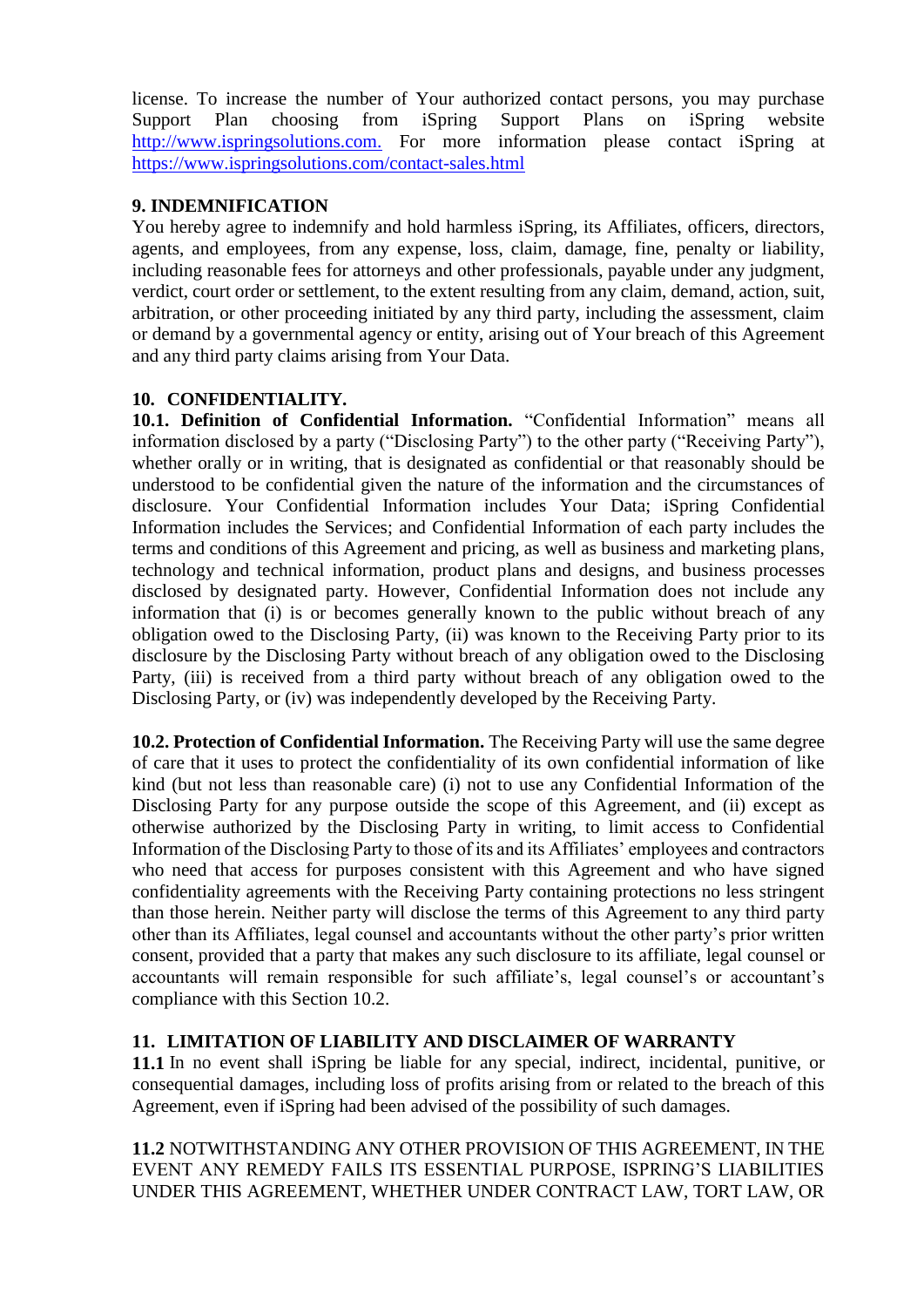license. To increase the number of Your authorized contact persons, you may purchase Support Plan choosing from iSpring Support Plans on iSpring website [http://www.ispringsolutions.com.](http://www.ispringsolutions.com.) For more information please contact iSpring at [https://www.ispringsolutions.com/contact-sales.html](https://www.ispringsolutions.com/contact-sales.html)

## 9. INDEMNIFICATION

You hereby agree to indemnify and hold harmless iSpring, its Affiliates, officers, directors, agents, and employees, from any expense, loss, claim, damage, fine, penalty or liability, including reasonable fees for attorneys and other professionals, payable under any judgment, verdict, court order or settlement, to the extent resulting from any claim, demand, action, suit, arbitration, or other proceeding initiated by any third party, including the assessment, claim or demand by a governmental agency or entity, arising out of Your breach of this Agreement and any third party claims arising from Your Data.

## 10. CONFIDENTIALITY.

**10.1. Definition of Confidential Information.** "Confidential Information" means all information disclosed by a party ("Disclosing Party") to the other party ("Receiving Party"), whether orally or in writing, that is designated as confidential or that reasonably should be understood to be confidential given the nature of the information and the circumstances of disclosure. Your Confidential Information includes Your Data; iSpring Confidential Information includes the Services; and Confidential Information of each party includes the terms and conditions of this Agreement and pricing, as well as business and marketing plans, technology and technical information, product plans and designs, and business processes disclosed by designated party. However, Confidential Information does not include any information that (i) is or becomes generally known to the public without breach of any obligation owed to the Disclosing Party, (ii) was known to the Receiving Party prior to its disclosure by the Disclosing Party without breach of any obligation owed to the Disclosing Party, (iii) is received from a third party without breach of any obligation owed to the Disclosing Party, or (iv) was independently developed by the Receiving Party.

**10.2. Protection of Confidential Information.** The Receiving Party will use the same degree of care that it uses to protect the confidentiality of its own confidential information of like kind (but not less than reasonable care) (i) not to use any Confidential Information of the Disclosing Party for any purpose outside the scope of this Agreement, and (ii) except as otherwise authorized by the Disclosing Party in writing, to limit access to Confidential Information of the Disclosing Party to those of its and its Affiliates' employees and contractors who need that access for purposes consistent with this Agreement and who have signed confidentiality agreements with the Receiving Party containing protections no less stringent than those herein. Neither party will disclose the terms of this Agreement to any third party other than its Affiliates, legal counsel and accountants without the other party's prior written consent, provided that a party that makes any such disclosure to its affiliate, legal counsel or accountants will remain responsible for such affiliate's, legal counsel's or accountant's compliance with this Section 10.2.

## 11. LIMITATION OF LIABILITY AND DISCLAIMER OF WARRANTY

**11.1** In no event shall iSpring be liable for any special, indirect, incidental, punitive, or consequential damages, including loss of profits arising from or related to the breach of this Agreement, even if iSpring had been advised of the possibility of such damages.

**11.2** NOTWITHSTANDING ANY OTHER PROVISION OF THIS AGREEMENT, IN THE EVENT ANY REMEDY FAILS ITS ESSENTIAL PURPOSE, ISPRING'S LIABILITIES UNDER THIS AGREEMENT, WHETHER UNDER CONTRACT LAW, TORT LAW, OR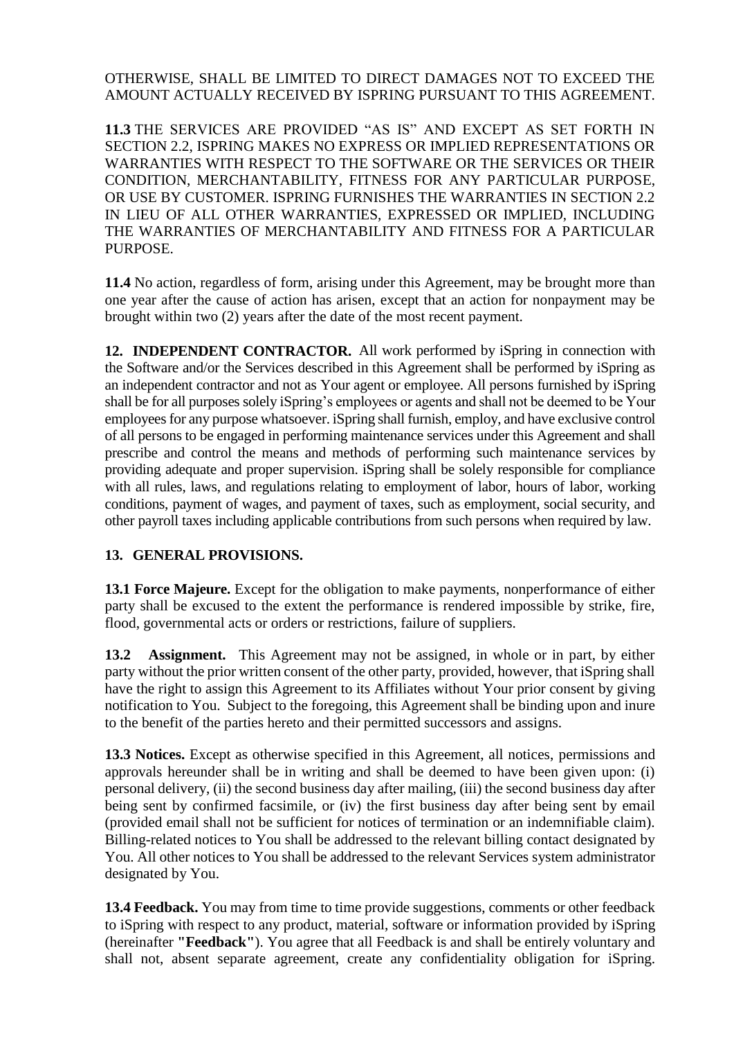OTHERWISE, SHALL BE LIMITED TO DIRECT DAMAGES NOT TO EXCEED THE AMOUNT ACTUALLY RECEIVED BY ISPRING PURSUANT TO THIS AGREEMENT.

**11.3** THE SERVICES ARE PROVIDED "AS IS" AND EXCEPT AS SET FORTH IN SECTION 2.2, ISPRING MAKES NO EXPRESS OR IMPLIED REPRESENTATIONS OR WARRANTIES WITH RESPECT TO THE SOFTWARE OR THE SERVICES OR THEIR CONDITION, MERCHANTABILITY, FITNESS FOR ANY PARTICULAR PURPOSE, OR USE BY CUSTOMER. ISPRING FURNISHES THE WARRANTIES IN SECTION 2.2 IN LIEU OF ALL OTHER WARRANTIES, EXPRESSED OR IMPLIED, INCLUDING THE WARRANTIES OF MERCHANTABILITY AND FITNESS FOR A PARTICULAR PURPOSE.

**11.4** No action, regardless of form, arising under this Agreement, may be brought more than one year after the cause of action has arisen, except that an action for nonpayment may be brought within two (2) years after the date of the most recent payment.

**12. INDEPENDENT CONTRACTOR.** All work performed by iSpring in connection with the Software and/or the Services described in this Agreement shall be performed by iSpring as an independent contractor and not as Your agent or employee. All persons furnished by iSpring shall be for all purposes solely iSpring's employees or agents and shall not be deemed to be Your employees for any purpose whatsoever. iSpring shall furnish, employ, and have exclusive control of all persons to be engaged in performing maintenance services under this Agreement and shall prescribe and control the means and methods of performing such maintenance services by providing adequate and proper supervision. iSpring shall be solely responsible for compliance with all rules, laws, and regulations relating to employment of labor, hours of labor, working conditions, payment of wages, and payment of taxes, such as employment, social security, and other payroll taxes including applicable contributions from such persons when required by law.

**13. GENERAL PROVISIONS.**

**13.1 Force Majeure.** Except for the obligation to make payments, nonperformance of either party shall be excused to the extent the performance is rendered impossible by strike, fire, flood, governmental acts or orders or restrictions, failure of suppliers.

**13.2 Assignment.** This Agreement may not be assigned, in whole or in part, by either party without the prior written consent of the other party, provided, however, that iSpring shall have the right to assign this Agreement to its Affiliates without Your prior consent by giving notification to You. Subject to the foregoing, this Agreement shall be binding upon and inure to the benefit of the parties hereto and their permitted successors and assigns.

**13.3 Notices.** Except as otherwise specified in this Agreement, all notices, permissions and approvals hereunder shall be in writing and shall be deemed to have been given upon: (i) personal delivery, (ii) the second business day after mailing, (iii) the second business day after being sent by confirmed facsimile, or (iv) the first business day after being sent by email (provided email shall not be sufficient for notices of termination or an indemnifiable claim). Billing-related notices to You shall be addressed to the relevant billing contact designated by You. All other notices to You shall be addressed to the relevant Services system administrator designated by You.

**13.4 Feedback.** You may from time to time provide suggestions, comments or other feedback to iSpring with respect to any product, material, software or information provided by iSpring (hereinafter **"Feedback"**). You agree that all Feedback is and shall be entirely voluntary and shall not, absent separate agreement, create any confidentiality obligation for iSpring.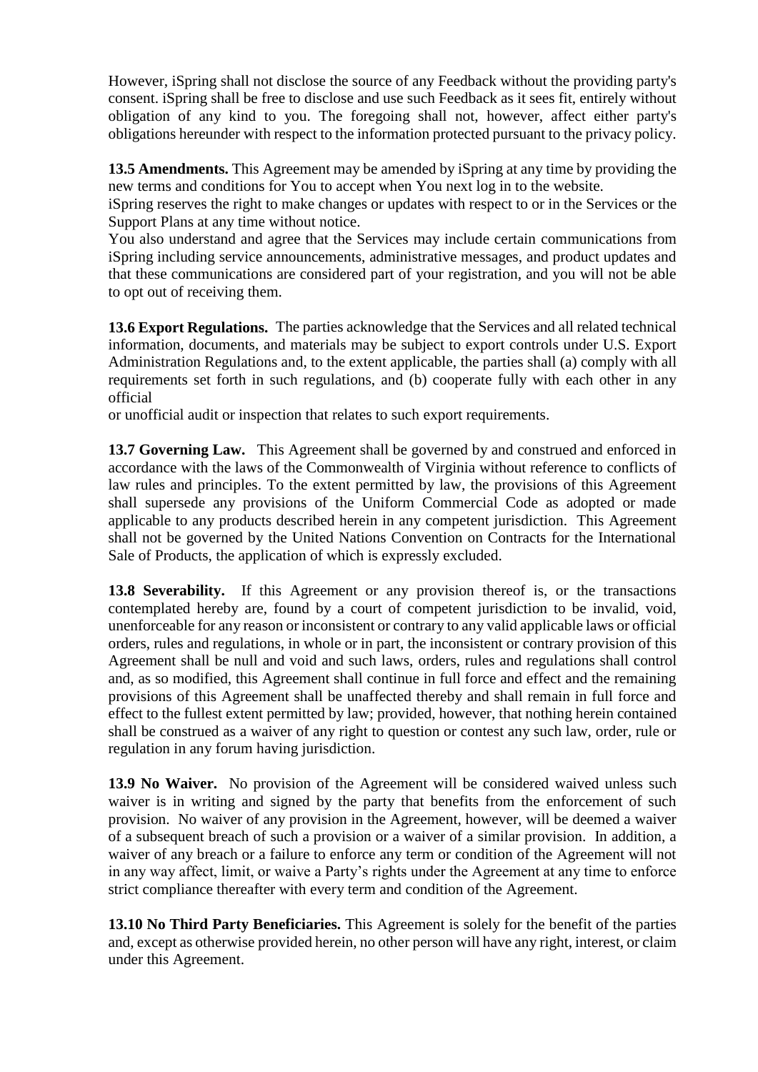However, iSpring shall not disclose the source of any Feedback without the providing party's consent. iSpring shall be free to disclose and use such Feedback as it sees fit, entirely without obligation of any kind to you. The foregoing shall not, however, affect either party's obligations hereunder with respect to the information protected pursuant to the privacy policy.

**13.5 Amendments.** This Agreement may be amended by iSpring at any time by providing the new terms and conditions for You to accept when You next log in to the website.
iSpring reserves the right to make changes or updates with respect to or in the Services or the Support Plans at any time without notice.
You also understand and agree that the Services may include certain communications from iSpring including service announcements, administrative messages, and product updates and that these communications are considered part of your registration, and you will not be able to opt out of receiving them.

**13.6 Export Regulations.** The parties acknowledge that the Services and all related technical information, documents, and materials may be subject to export controls under U.S. Export Administration Regulations and, to the extent applicable, the parties shall (a) comply with all requirements set forth in such regulations, and (b) cooperate fully with each other in any official
or unofficial audit or inspection that relates to such export requirements.

**13.7 Governing Law.** This Agreement shall be governed by and construed and enforced in accordance with the laws of the Commonwealth of Virginia without reference to conflicts of law rules and principles. To the extent permitted by law, the provisions of this Agreement shall supersede any provisions of the Uniform Commercial Code as adopted or made applicable to any products described herein in any competent jurisdiction. This Agreement shall not be governed by the United Nations Convention on Contracts for the International Sale of Products, the application of which is expressly excluded.

**13.8 Severability.** If this Agreement or any provision thereof is, or the transactions contemplated hereby are, found by a court of competent jurisdiction to be invalid, void, unenforceable for any reason or inconsistent or contrary to any valid applicable laws or official orders, rules and regulations, in whole or in part, the inconsistent or contrary provision of this Agreement shall be null and void and such laws, orders, rules and regulations shall control and, as so modified, this Agreement shall continue in full force and effect and the remaining provisions of this Agreement shall be unaffected thereby and shall remain in full force and effect to the fullest extent permitted by law; provided, however, that nothing herein contained shall be construed as a waiver of any right to question or contest any such law, order, rule or regulation in any forum having jurisdiction.

**13.9 No Waiver.** No provision of the Agreement will be considered waived unless such waiver is in writing and signed by the party that benefits from the enforcement of such provision. No waiver of any provision in the Agreement, however, will be deemed a waiver of a subsequent breach of such a provision or a waiver of a similar provision. In addition, a waiver of any breach or a failure to enforce any term or condition of the Agreement will not in any way affect, limit, or waive a Party's rights under the Agreement at any time to enforce strict compliance thereafter with every term and condition of the Agreement.

**13.10 No Third Party Beneficiaries.** This Agreement is solely for the benefit of the parties and, except as otherwise provided herein, no other person will have any right, interest, or claim under this Agreement.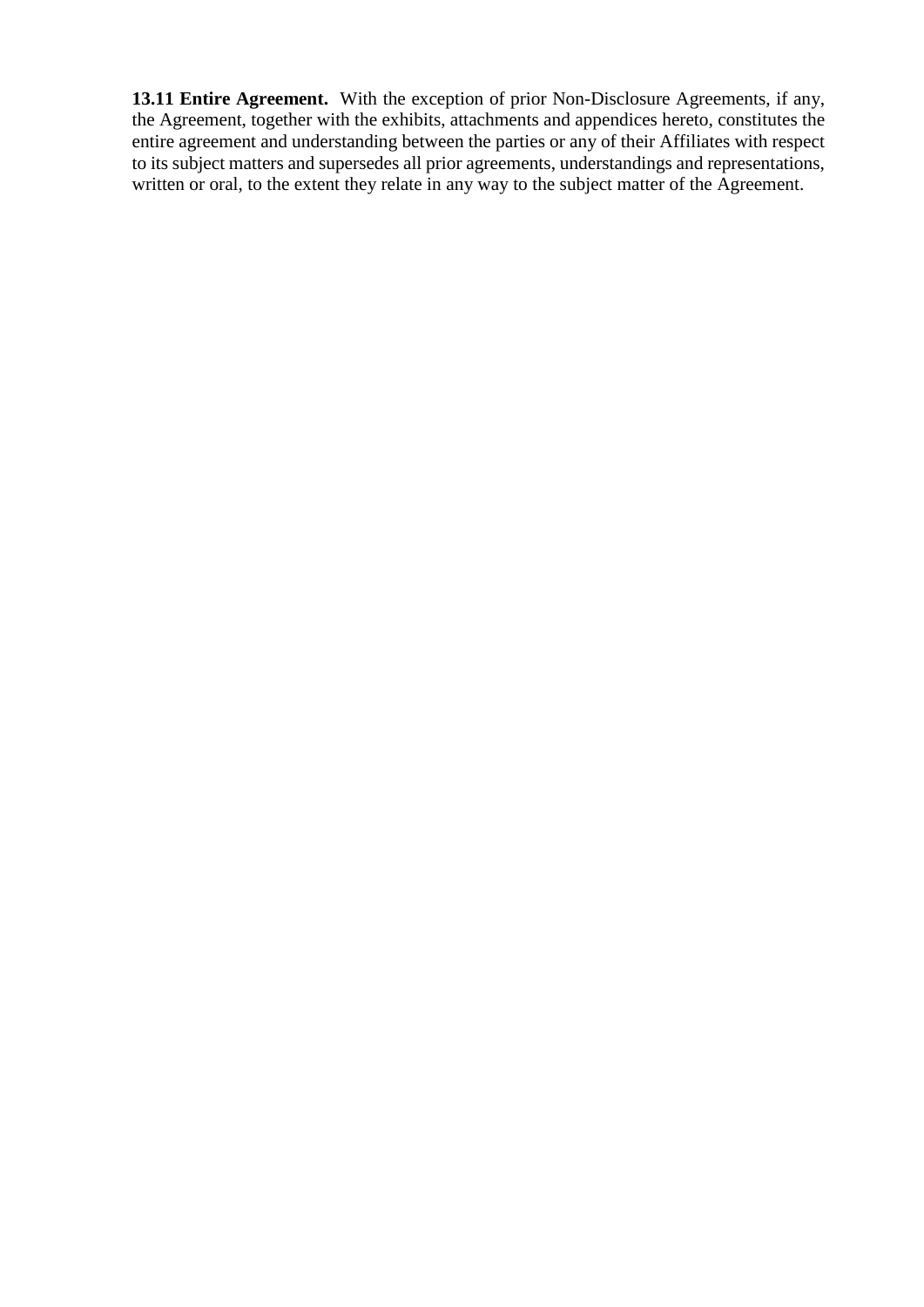**13.11 Entire Agreement.** With the exception of prior Non-Disclosure Agreements, if any, the Agreement, together with the exhibits, attachments and appendices hereto, constitutes the entire agreement and understanding between the parties or any of their Affiliates with respect to its subject matters and supersedes all prior agreements, understandings and representations, written or oral, to the extent they relate in any way to the subject matter of the Agreement.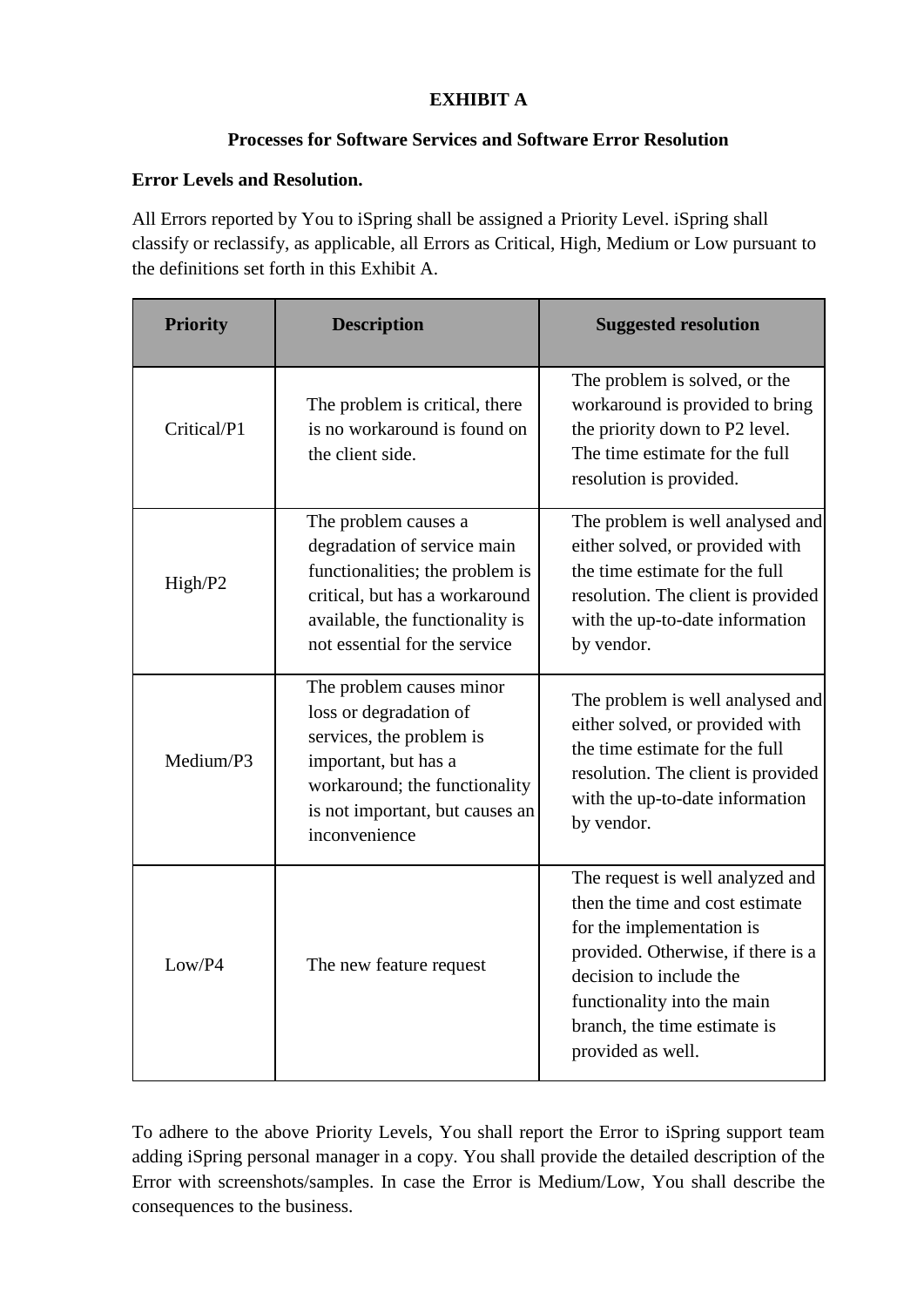**EXHIBIT A**

**Processes for Software Services and Software Error Resolution**

**Error Levels and Resolution.**

All Errors reported by You to iSpring shall be assigned a Priority Level. iSpring shall classify or reclassify, as applicable, all Errors as Critical, High, Medium or Low pursuant to the definitions set forth in this Exhibit A.

| Priority | Description | Suggested resolution |
|---|---|---|
| Critical/P1 | The problem is critical, there is no workaround is found on the client side. | The problem is solved, or the workaround is provided to bring the priority down to P2 level. The time estimate for the full resolution is provided. |
| High/P2 | The problem causes a degradation of service main functionalities; the problem is critical, but has a workaround available, the functionality is not essential for the service | The problem is well analysed and either solved, or provided with the time estimate for the full resolution. The client is provided with the up-to-date information by vendor. |
| Medium/P3 | The problem causes minor loss or degradation of services, the problem is important, but has a workaround; the functionality is not important, but causes an inconvenience | The problem is well analysed and either solved, or provided with the time estimate for the full resolution. The client is provided with the up-to-date information by vendor. |
| Low/P4 | The new feature request | The request is well analyzed and then the time and cost estimate for the implementation is provided. Otherwise, if there is a decision to include the functionality into the main branch, the time estimate is provided as well. |

To adhere to the above Priority Levels, You shall report the Error to iSpring support team adding iSpring personal manager in a copy. You shall provide the detailed description of the Error with screenshots/samples. In case the Error is Medium/Low, You shall describe the consequences to the business.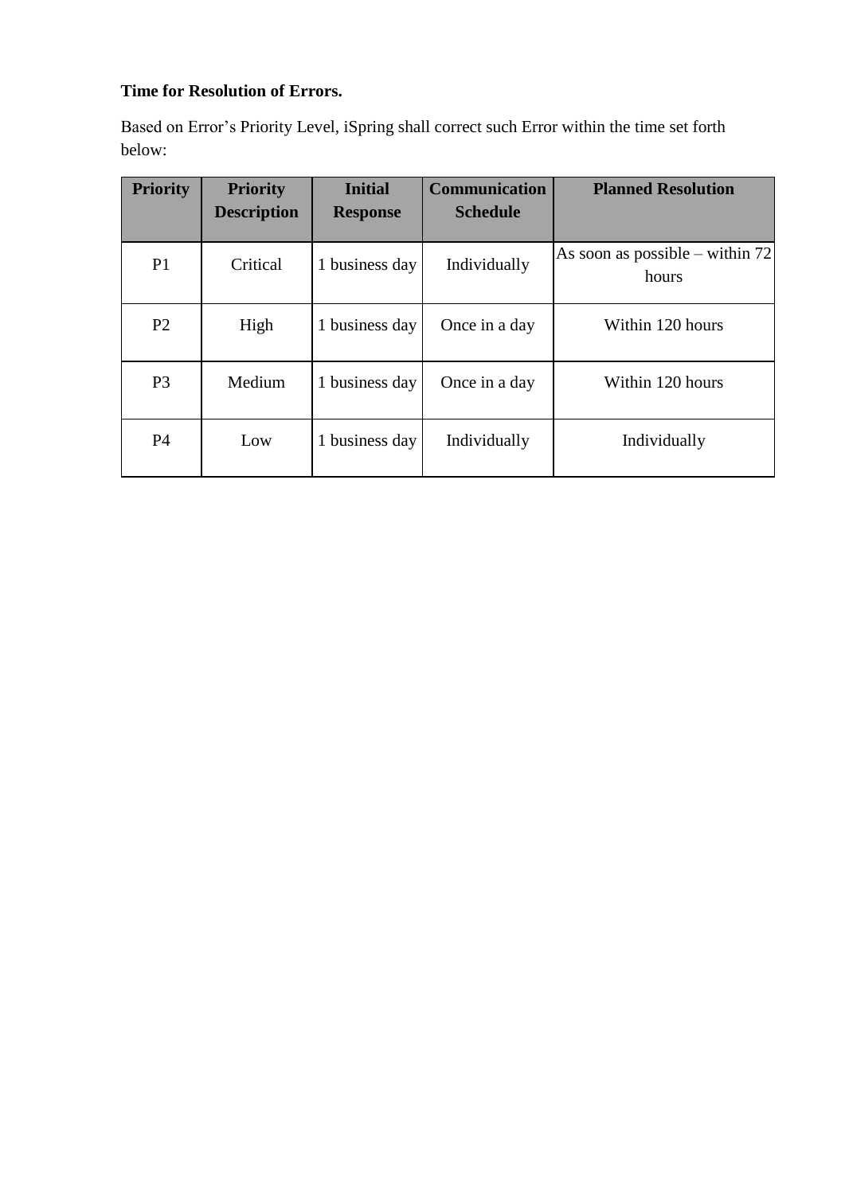**Time for Resolution of Errors.**

Based on Error's Priority Level, iSpring shall correct such Error within the time set forth below:

| Priority | Priority Description | Initial Response | Communication Schedule | Planned Resolution |
|---|---|---|---|---|
| P1 | Critical | 1 business day | Individually | As soon as possible – within 72 hours |
| P2 | High | 1 business day | Once in a day | Within 120 hours |
| P3 | Medium | 1 business day | Once in a day | Within 120 hours |
| P4 | Low | 1 business day | Individually | Individually |